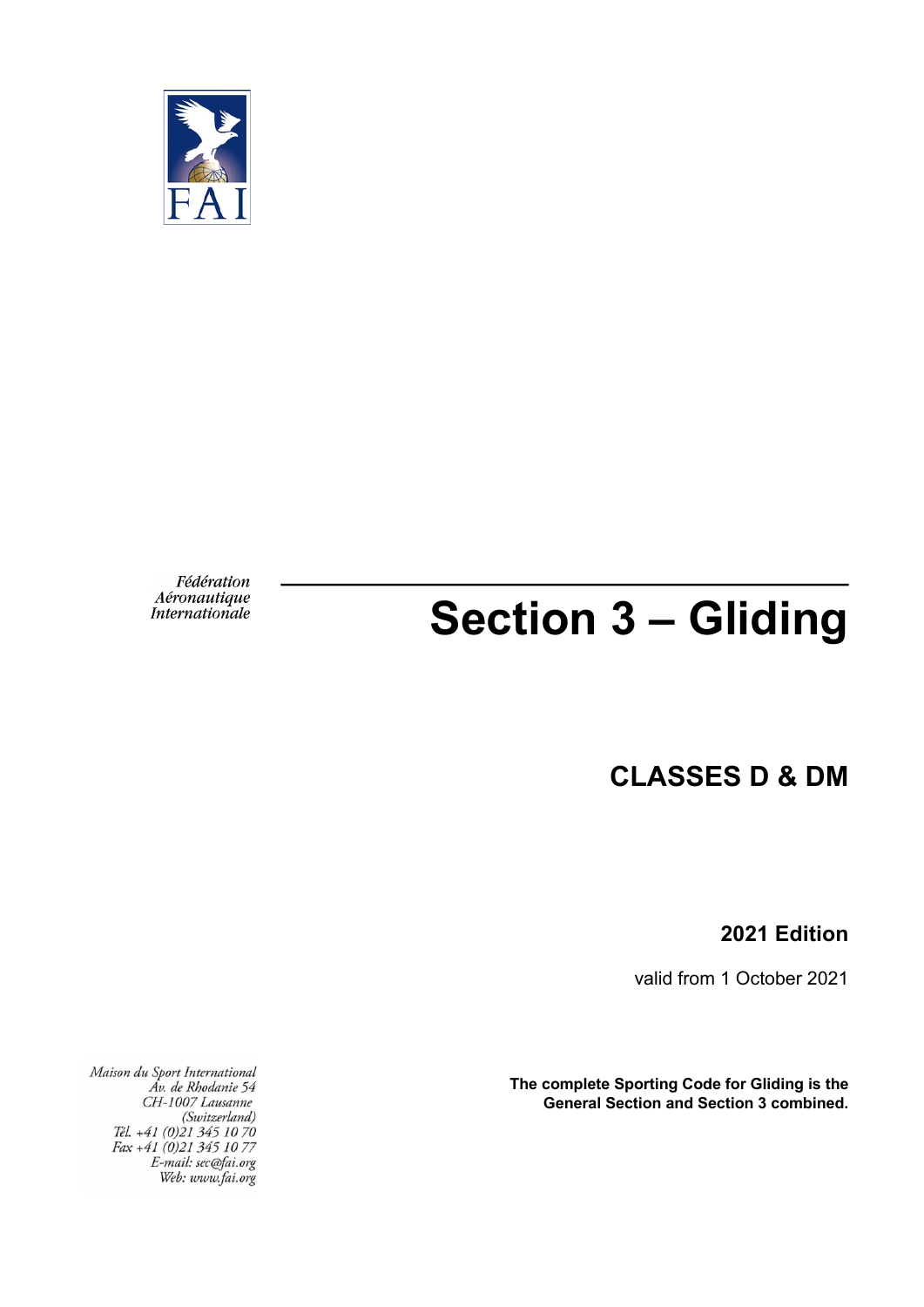FAI

*Fédération Aéronautique Internationale*

# Section 3 – Gliding

## CLASSES D & DM

**2021 Edition**

valid from 1 October 2021

*Maison du Sport International*
*Av. de Rhodanie 54*
*CH-1007 Lausanne*
*(Switzerland)*
*Tél. +41 (0)21 345 10 70*
*Fax +41 (0)21 345 10 77*
*E-mail: sec@fai.org*
*Web: www.fai.org*

**The complete Sporting Code for Gliding is the General Section and Section 3 combined.**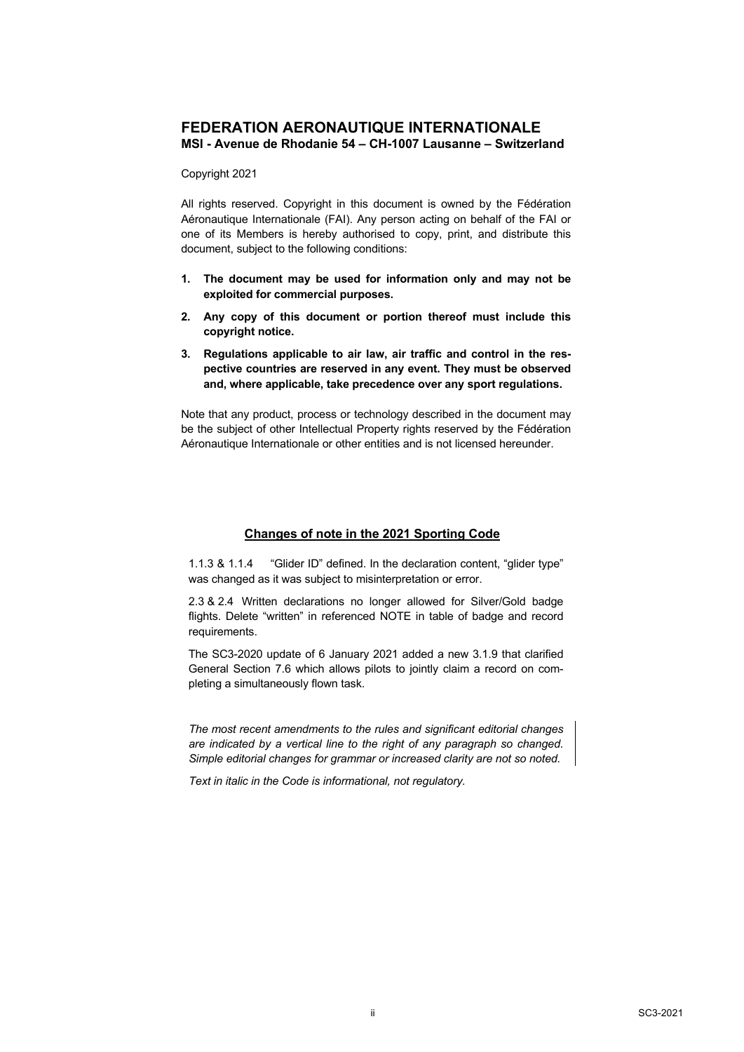## FEDERATION AERONAUTIQUE INTERNATIONALE

**MSI - Avenue de Rhodanie 54 – CH-1007 Lausanne – Switzerland**

Copyright 2021

All rights reserved. Copyright in this document is owned by the Fédération Aéronautique Internationale (FAI). Any person acting on behalf of the FAI or one of its Members is hereby authorised to copy, print, and distribute this document, subject to the following conditions:

1. **The document may be used for information only and may not be exploited for commercial purposes.**
2. **Any copy of this document or portion thereof must include this copyright notice.**
3. **Regulations applicable to air law, air traffic and control in the respective countries are reserved in any event. They must be observed and, where applicable, take precedence over any sport regulations.**

Note that any product, process or technology described in the document may be the subject of other Intellectual Property rights reserved by the Fédération Aéronautique Internationale or other entities and is not licensed hereunder.

**Changes of note in the 2021 Sporting Code**

1.1.3 & 1.1.4 "Glider ID" defined. In the declaration content, "glider type" was changed as it was subject to misinterpretation or error.

2.3 & 2.4 Written declarations no longer allowed for Silver/Gold badge flights. Delete "written" in referenced NOTE in table of badge and record requirements.

The SC3-2020 update of 6 January 2021 added a new 3.1.9 that clarified General Section 7.6 which allows pilots to jointly claim a record on completing a simultaneously flown task.

*The most recent amendments to the rules and significant editorial changes are indicated by a vertical line to the right of any paragraph so changed. Simple editorial changes for grammar or increased clarity are not so noted.*

*Text in italic in the Code is informational, not regulatory.*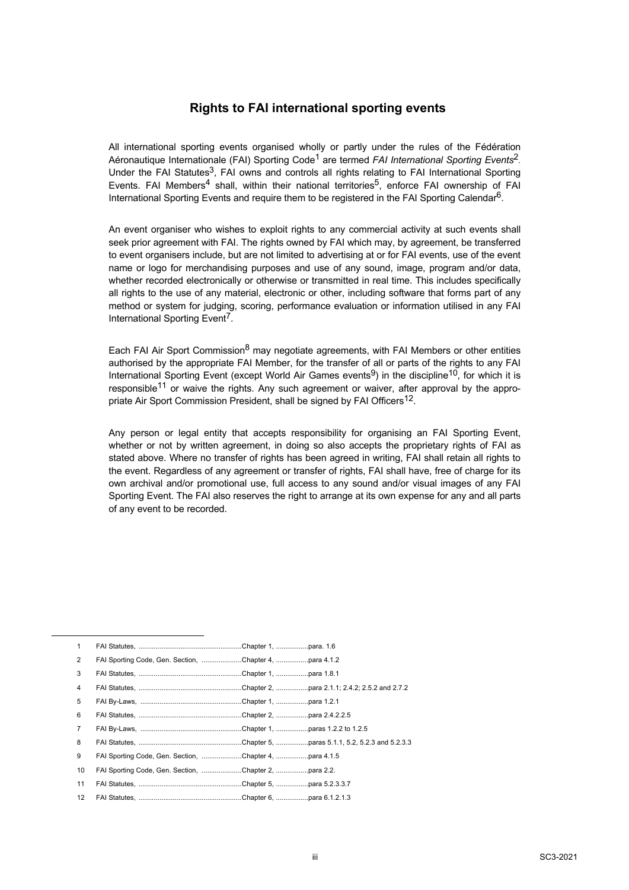## Rights to FAI international sporting events

All international sporting events organised wholly or partly under the rules of the Fédération Aéronautique Internationale (FAI) Sporting Code[1] are termed *FAI International Sporting Events*[2]. Under the FAI Statutes[3], FAI owns and controls all rights relating to FAI International Sporting Events. FAI Members[4] shall, within their national territories[5], enforce FAI ownership of FAI International Sporting Events and require them to be registered in the FAI Sporting Calendar[6].

An event organiser who wishes to exploit rights to any commercial activity at such events shall seek prior agreement with FAI. The rights owned by FAI which may, by agreement, be transferred to event organisers include, but are not limited to advertising at or for FAI events, use of the event name or logo for merchandising purposes and use of any sound, image, program and/or data, whether recorded electronically or otherwise or transmitted in real time. This includes specifically all rights to the use of any material, electronic or other, including software that forms part of any method or system for judging, scoring, performance evaluation or information utilised in any FAI International Sporting Event[7].

Each FAI Air Sport Commission[8] may negotiate agreements, with FAI Members or other entities authorised by the appropriate FAI Member, for the transfer of all or parts of the rights to any FAI International Sporting Event (except World Air Games events[9]) in the discipline[10], for which it is responsible[11] or waive the rights. Any such agreement or waiver, after approval by the appropriate Air Sport Commission President, shall be signed by FAI Officers[12].

Any person or legal entity that accepts responsibility for organising an FAI Sporting Event, whether or not by written agreement, in doing so also accepts the proprietary rights of FAI as stated above. Where no transfer of rights has been agreed in writing, FAI shall retain all rights to the event. Regardless of any agreement or transfer of rights, FAI shall have, free of charge for its own archival and/or promotional use, full access to any sound and/or visual images of any FAI Sporting Event. The FAI also reserves the right to arrange at its own expense for any and all parts of any event to be recorded.

---

1. FAI Statutes, ......................................................Chapter 1, .................para. 1.6
2. FAI Sporting Code, Gen. Section, .....................Chapter 4, .................para 4.1.2
3. FAI Statutes, ......................................................Chapter 1, .................para 1.8.1
4. FAI Statutes, ......................................................Chapter 2, .................para 2.1.1; 2.4.2; 2.5.2 and 2.7.2
5. FAI By-Laws, .....................................................Chapter 1, .................para 1.2.1
6. FAI Statutes, ......................................................Chapter 2, .................para 2.4.2.2.5
7. FAI By-Laws, .....................................................Chapter 1, .................paras 1.2.2 to 1.2.5
8. FAI Statutes, ......................................................Chapter 5, .................paras 5.1.1, 5.2, 5.2.3 and 5.2.3.3
9. FAI Sporting Code, Gen. Section, .....................Chapter 4, .................para 4.1.5
10. FAI Sporting Code, Gen. Section, .....................Chapter 2, .................para 2.2.
11. FAI Statutes, ......................................................Chapter 5, .................para 5.2.3.3.7
12. FAI Statutes, ......................................................Chapter 6, .................para 6.1.2.1.3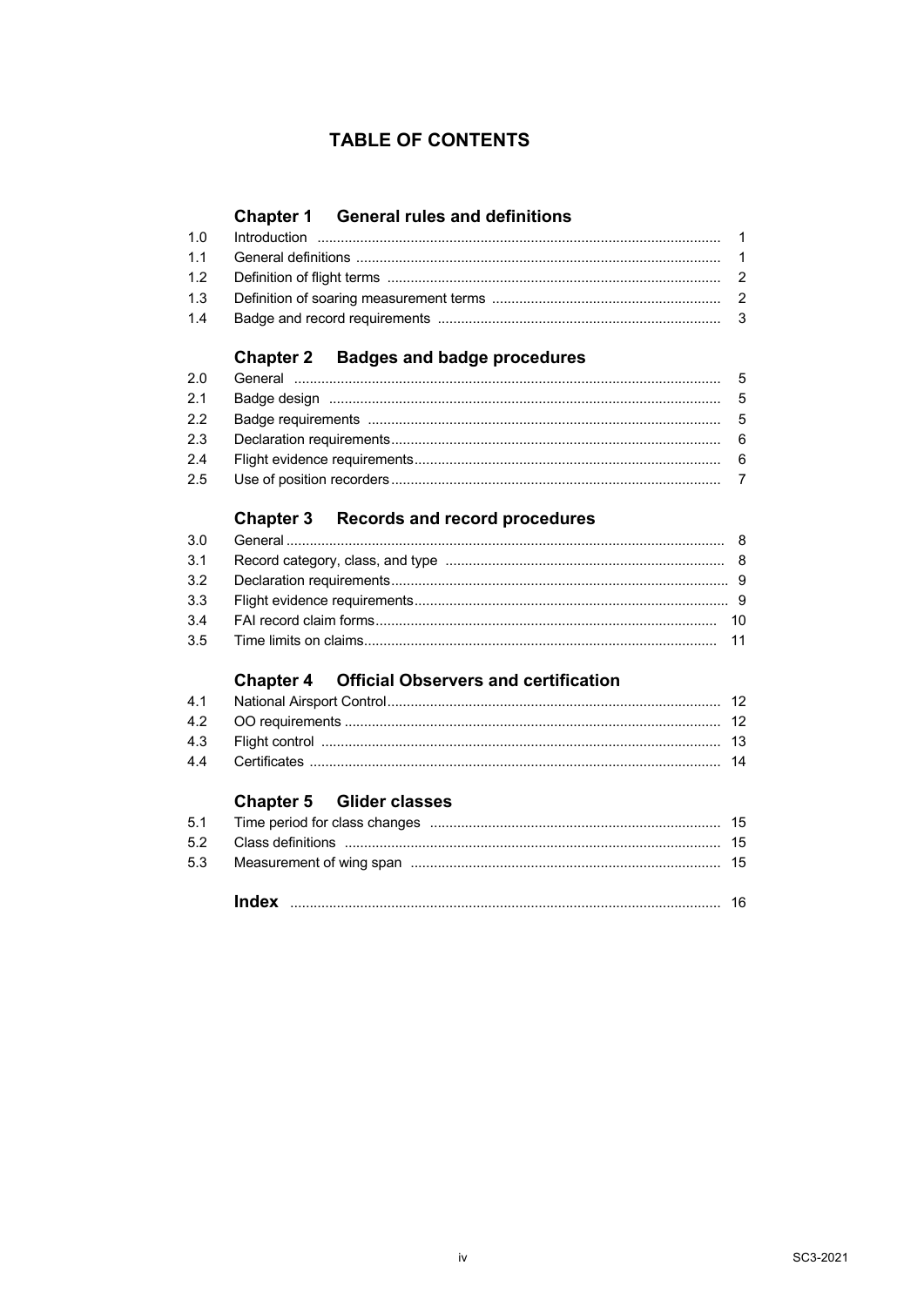# TABLE OF CONTENTS

## Chapter 1 General rules and definitions

| | | |
|---|---|---|
| 1.0 | Introduction | 1 |
| 1.1 | General definitions | 1 |
| 1.2 | Definition of flight terms | 2 |
| 1.3 | Definition of soaring measurement terms | 2 |
| 1.4 | Badge and record requirements | 3 |

## Chapter 2 Badges and badge procedures

| | | |
|---|---|---|
| 2.0 | General | 5 |
| 2.1 | Badge design | 5 |
| 2.2 | Badge requirements | 5 |
| 2.3 | Declaration requirements | 6 |
| 2.4 | Flight evidence requirements | 6 |
| 2.5 | Use of position recorders | 7 |

## Chapter 3 Records and record procedures

| | | |
|---|---|---|
| 3.0 | General | 8 |
| 3.1 | Record category, class, and type | 8 |
| 3.2 | Declaration requirements | 9 |
| 3.3 | Flight evidence requirements | 9 |
| 3.4 | FAI record claim forms | 10 |
| 3.5 | Time limits on claims | 11 |

## Chapter 4 Official Observers and certification

| | | |
|---|---|---|
| 4.1 | National Airsport Control | 12 |
| 4.2 | OO requirements | 12 |
| 4.3 | Flight control | 13 |
| 4.4 | Certificates | 14 |

## Chapter 5 Glider classes

| | | |
|---|---|---|
| 5.1 | Time period for class changes | 15 |
| 5.2 | Class definitions | 15 |
| 5.3 | Measurement of wing span | 15 |

**Index** ........ 16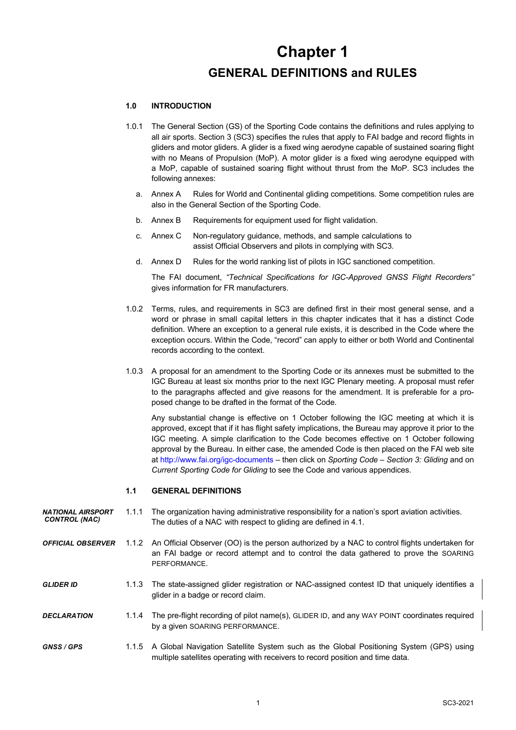# Chapter 1

## GENERAL DEFINITIONS and RULES

### 1.0 INTRODUCTION

1.0.1 The General Section (GS) of the Sporting Code contains the definitions and rules applying to all air sports. Section 3 (SC3) specifies the rules that apply to FAI badge and record flights in gliders and motor gliders. A glider is a fixed wing aerodyne capable of sustained soaring flight with no Means of Propulsion (MoP). A motor glider is a fixed wing aerodyne equipped with a MoP, capable of sustained soaring flight without thrust from the MoP. SC3 includes the following annexes:

a. Annex A — Rules for World and Continental gliding competitions. Some competition rules are also in the General Section of the Sporting Code.

b. Annex B — Requirements for equipment used for flight validation.

c. Annex C — Non-regulatory guidance, methods, and sample calculations to assist Official Observers and pilots in complying with SC3.

d. Annex D — Rules for the world ranking list of pilots in IGC sanctioned competition.

The FAI document, *"Technical Specifications for IGC-Approved GNSS Flight Recorders"* gives information for FR manufacturers.

1.0.2 Terms, rules, and requirements in SC3 are defined first in their most general sense, and a word or phrase in small capital letters in this chapter indicates that it has a distinct Code definition. Where an exception to a general rule exists, it is described in the Code where the exception occurs. Within the Code, "record" can apply to either or both World and Continental records according to the context.

1.0.3 A proposal for an amendment to the Sporting Code or its annexes must be submitted to the IGC Bureau at least six months prior to the next IGC Plenary meeting. A proposal must refer to the paragraphs affected and give reasons for the amendment. It is preferable for a proposed change to be drafted in the format of the Code.

Any substantial change is effective on 1 October following the IGC meeting at which it is approved, except that if it has flight safety implications, the Bureau may approve it prior to the IGC meeting. A simple clarification to the Code becomes effective on 1 October following approval by the Bureau. In either case, the amended Code is then placed on the FAI web site at http://www.fai.org/igc-documents – then click on *Sporting Code – Section 3: Gliding* and on *Current Sporting Code for Gliding* to see the Code and various appendices.

### 1.1 GENERAL DEFINITIONS

***NATIONAL AIRSPORT CONTROL (NAC)*** 1.1.1 The organization having administrative responsibility for a nation's sport aviation activities. The duties of a NAC with respect to gliding are defined in 4.1.

***OFFICIAL OBSERVER*** 1.1.2 An Official Observer (OO) is the person authorized by a NAC to control flights undertaken for an FAI badge or record attempt and to control the data gathered to prove the SOARING PERFORMANCE.

***GLIDER ID*** 1.1.3 The state-assigned glider registration or NAC-assigned contest ID that uniquely identifies a glider in a badge or record claim.

***DECLARATION*** 1.1.4 The pre-flight recording of pilot name(s), GLIDER ID, and any WAY POINT coordinates required by a given SOARING PERFORMANCE.

***GNSS / GPS*** 1.1.5 A Global Navigation Satellite System such as the Global Positioning System (GPS) using multiple satellites operating with receivers to record position and time data.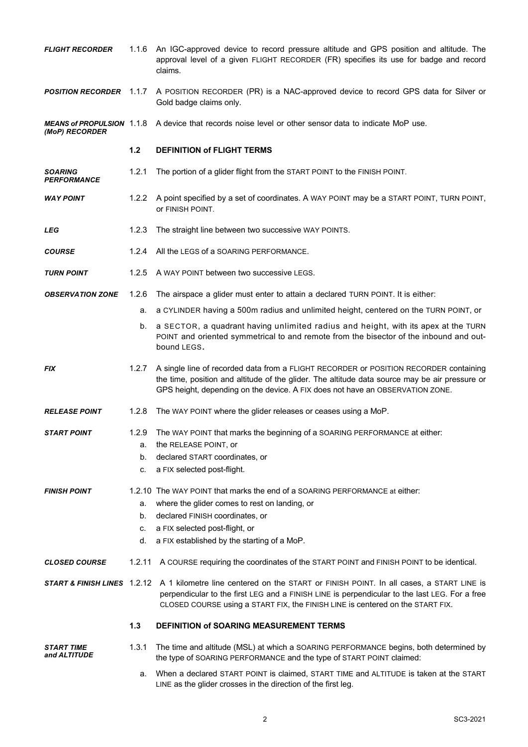***FLIGHT RECORDER*** 1.1.6 An IGC-approved device to record pressure altitude and GPS position and altitude. The approval level of a given FLIGHT RECORDER (FR) specifies its use for badge and record claims.

***POSITION RECORDER*** 1.1.7 A POSITION RECORDER (PR) is a NAC-approved device to record GPS data for Silver or Gold badge claims only.

***MEANS of PROPULSION (MoP) RECORDER*** 1.1.8 A device that records noise level or other sensor data to indicate MoP use.

### 1.2 DEFINITION of FLIGHT TERMS

***SOARING PERFORMANCE*** 1.2.1 The portion of a glider flight from the START POINT to the FINISH POINT.

***WAY POINT*** 1.2.2 A point specified by a set of coordinates. A WAY POINT may be a START POINT, TURN POINT, or FINISH POINT.

***LEG*** 1.2.3 The straight line between two successive WAY POINTS.

***COURSE*** 1.2.4 All the LEGS of a SOARING PERFORMANCE.

***TURN POINT*** 1.2.5 A WAY POINT between two successive LEGS.

***OBSERVATION ZONE*** 1.2.6 The airspace a glider must enter to attain a declared TURN POINT. It is either:

a. a CYLINDER having a 500m radius and unlimited height, centered on the TURN POINT, or

b. a SECTOR, a quadrant having unlimited radius and height, with its apex at the TURN POINT and oriented symmetrical to and remote from the bisector of the inbound and out-bound LEGS.

***FIX*** 1.2.7 A single line of recorded data from a FLIGHT RECORDER or POSITION RECORDER containing the time, position and altitude of the glider. The altitude data source may be air pressure or GPS height, depending on the device. A FIX does not have an OBSERVATION ZONE.

***RELEASE POINT*** 1.2.8 The WAY POINT where the glider releases or ceases using a MoP.

***START POINT*** 1.2.9 The WAY POINT that marks the beginning of a SOARING PERFORMANCE at either:

a. the RELEASE POINT, or
b. declared START coordinates, or
c. a FIX selected post-flight.

***FINISH POINT*** 1.2.10 The WAY POINT that marks the end of a SOARING PERFORMANCE at either:

a. where the glider comes to rest on landing, or
b. declared FINISH coordinates, or
c. a FIX selected post-flight, or
d. a FIX established by the starting of a MoP.

***CLOSED COURSE*** 1.2.11 A COURSE requiring the coordinates of the START POINT and FINISH POINT to be identical.

***START & FINISH LINES*** 1.2.12 A 1 kilometre line centered on the START or FINISH POINT. In all cases, a START LINE is perpendicular to the first LEG and a FINISH LINE is perpendicular to the last LEG. For a free CLOSED COURSE using a START FIX, the FINISH LINE is centered on the START FIX.

### 1.3 DEFINITION of SOARING MEASUREMENT TERMS

***START TIME and ALTITUDE*** 1.3.1 The time and altitude (MSL) at which a SOARING PERFORMANCE begins, both determined by the type of SOARING PERFORMANCE and the type of START POINT claimed:

a. When a declared START POINT is claimed, START TIME and ALTITUDE is taken at the START LINE as the glider crosses in the direction of the first leg.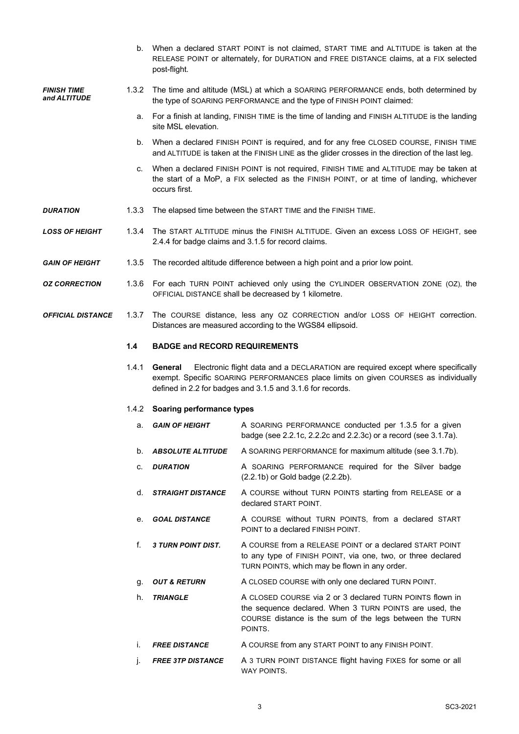b. When a declared START POINT is not claimed, START TIME and ALTITUDE is taken at the RELEASE POINT or alternately, for DURATION and FREE DISTANCE claims, at a FIX selected post-flight.

***FINISH TIME and ALTITUDE***

1.3.2 The time and altitude (MSL) at which a SOARING PERFORMANCE ends, both determined by the type of SOARING PERFORMANCE and the type of FINISH POINT claimed:

a. For a finish at landing, FINISH TIME is the time of landing and FINISH ALTITUDE is the landing site MSL elevation.

b. When a declared FINISH POINT is required, and for any free CLOSED COURSE, FINISH TIME and ALTITUDE is taken at the FINISH LINE as the glider crosses in the direction of the last leg.

c. When a declared FINISH POINT is not required, FINISH TIME and ALTITUDE may be taken at the start of a MoP, a FIX selected as the FINISH POINT, or at time of landing, whichever occurs first.

***DURATION***

1.3.3 The elapsed time between the START TIME and the FINISH TIME.

***LOSS OF HEIGHT***

1.3.4 The START ALTITUDE minus the FINISH ALTITUDE. Given an excess LOSS OF HEIGHT, see 2.4.4 for badge claims and 3.1.5 for record claims.

***GAIN OF HEIGHT***

1.3.5 The recorded altitude difference between a high point and a prior low point.

***OZ CORRECTION***

1.3.6 For each TURN POINT achieved only using the CYLINDER OBSERVATION ZONE (OZ), the OFFICIAL DISTANCE shall be decreased by 1 kilometre.

***OFFICIAL DISTANCE***

1.3.7 The COURSE distance, less any OZ CORRECTION and/or LOSS OF HEIGHT correction. Distances are measured according to the WGS84 ellipsoid.

## 1.4 BADGE and RECORD REQUIREMENTS

1.4.1 **General** Electronic flight data and a DECLARATION are required except where specifically exempt. Specific SOARING PERFORMANCES place limits on given COURSES as individually defined in 2.2 for badges and 3.1.5 and 3.1.6 for records.

1.4.2 **Soaring performance types**

| | | |
|---|---|---|
| a. | ***GAIN OF HEIGHT*** | A SOARING PERFORMANCE conducted per 1.3.5 for a given badge (see 2.2.1c, 2.2.2c and 2.2.3c) or a record (see 3.1.7a). |
| b. | ***ABSOLUTE ALTITUDE*** | A SOARING PERFORMANCE for maximum altitude (see 3.1.7b). |
| c. | ***DURATION*** | A SOARING PERFORMANCE required for the Silver badge (2.2.1b) or Gold badge (2.2.2b). |
| d. | ***STRAIGHT DISTANCE*** | A COURSE without TURN POINTS starting from RELEASE or a declared START POINT. |
| e. | ***GOAL DISTANCE*** | A COURSE without TURN POINTS, from a declared START POINT to a declared FINISH POINT. |
| f. | ***3 TURN POINT DIST.*** | A COURSE from a RELEASE POINT or a declared START POINT to any type of FINISH POINT, via one, two, or three declared TURN POINTS, which may be flown in any order. |
| g. | ***OUT & RETURN*** | A CLOSED COURSE with only one declared TURN POINT. |
| h. | ***TRIANGLE*** | A CLOSED COURSE via 2 or 3 declared TURN POINTS flown in the sequence declared. When 3 TURN POINTS are used, the COURSE distance is the sum of the legs between the TURN POINTS. |
| i. | ***FREE DISTANCE*** | A COURSE from any START POINT to any FINISH POINT. |
| j. | ***FREE 3TP DISTANCE*** | A 3 TURN POINT DISTANCE flight having FIXES for some or all WAY POINTS. |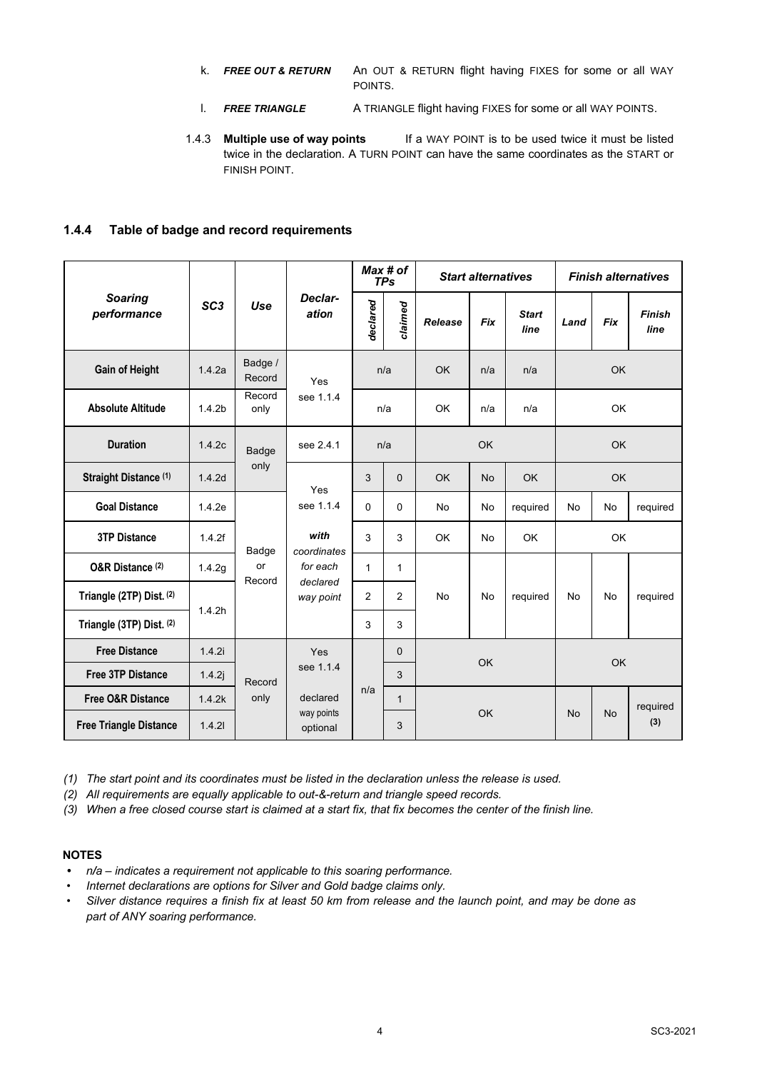k. ***FREE OUT & RETURN*** An OUT & RETURN flight having FIXES for some or all WAY POINTS.

l. ***FREE TRIANGLE*** A TRIANGLE flight having FIXES for some or all WAY POINTS.

1.4.3 **Multiple use of way points** If a WAY POINT is to be used twice it must be listed twice in the declaration. A TURN POINT can have the same coordinates as the START or FINISH POINT.

### 1.4.4 Table of badge and record requirements

| *Soaring performance* | *SC3* | *Use* | *Declar-ation* | *Max # of TPs* | | *Start alternatives* | | | *Finish alternatives* | | |
|---|---|---|---|---|---|---|---|---|---|---|---|
| | | | | *declared* | *claimed* | *Release* | *Fix* | *Start line* | *Land* | *Fix* | *Finish line* |
| **Gain of Height** | 1.4.2a | Badge / Record | Yes see 1.1.4 | n/a | | OK | n/a | n/a | OK | | |
| **Absolute Altitude** | 1.4.2b | Record only | Yes see 1.1.4 | n/a | | OK | n/a | n/a | OK | | |
| **Duration** | 1.4.2c | Badge only | see 2.4.1 | n/a | | OK | | | OK | | |
| **Straight Distance** (1) | 1.4.2d | Badge only | Yes see 1.1.4 | 3 | 0 | OK | No | OK | OK | | |
| **Goal Distance** | 1.4.2e | Badge or Record | Yes see 1.1.4 | 0 | 0 | No | No | required | No | No | required |
| **3TP Distance** | 1.4.2f | Badge or Record | ***with** coordinates for each declared way point* | 3 | 3 | OK | No | OK | OK | | |
| **O&R Distance** (2) | 1.4.2g | Badge or Record | ***with** coordinates for each declared way point* | 1 | 1 | No | No | required | No | No | required |
| **Triangle (2TP) Dist.** (2) | 1.4.2h | Badge or Record | ***with** coordinates for each declared way point* | 2 | 2 | No | No | required | No | No | required |
| **Triangle (3TP) Dist.** (2) | 1.4.2h | Badge or Record | ***with** coordinates for each declared way point* | 3 | 3 | No | No | required | No | No | required |
| **Free Distance** | 1.4.2i | Record only | Yes see 1.1.4 | n/a | 0 | OK | | | OK | | |
| **Free 3TP Distance** | 1.4.2j | Record only | Yes see 1.1.4 | n/a | 3 | OK | | | OK | | |
| **Free O&R Distance** | 1.4.2k | Record only | declared way points optional | n/a | 1 | OK | | | No | No | required (3) |
| **Free Triangle Distance** | 1.4.2l | Record only | declared way points optional | n/a | 3 | OK | | | No | No | required (3) |

*(1) The start point and its coordinates must be listed in the declaration unless the release is used.*

*(2) All requirements are equally applicable to out-&-return and triangle speed records.*

*(3) When a free closed course start is claimed at a start fix, that fix becomes the center of the finish line.*

**NOTES**

- *n/a – indicates a requirement not applicable to this soaring performance.*
- *Internet declarations are options for Silver and Gold badge claims only.*
- *Silver distance requires a finish fix at least 50 km from release and the launch point, and may be done as part of ANY soaring performance.*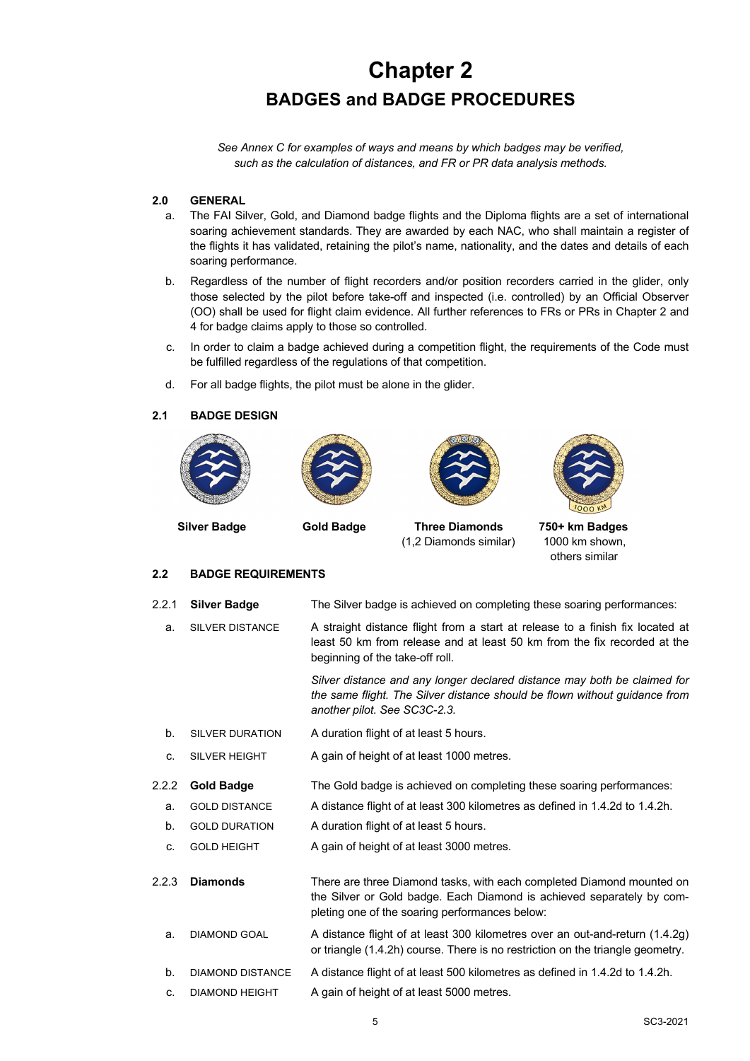# Chapter 2

## BADGES and BADGE PROCEDURES

*See Annex C for examples of ways and means by which badges may be verified, such as the calculation of distances, and FR or PR data analysis methods.*

### 2.0 GENERAL

a. The FAI Silver, Gold, and Diamond badge flights and the Diploma flights are a set of international soaring achievement standards. They are awarded by each NAC, who shall maintain a register of the flights it has validated, retaining the pilot's name, nationality, and the dates and details of each soaring performance.

b. Regardless of the number of flight recorders and/or position recorders carried in the glider, only those selected by the pilot before take-off and inspected (i.e. controlled) by an Official Observer (OO) shall be used for flight claim evidence. All further references to FRs or PRs in Chapter 2 and 4 for badge claims apply to those so controlled.

c. In order to claim a badge achieved during a competition flight, the requirements of the Code must be fulfilled regardless of the regulations of that competition.

d. For all badge flights, the pilot must be alone in the glider.

### 2.1 BADGE DESIGN

**Silver Badge**

**Gold Badge**

**Three Diamonds** (1,2 Diamonds similar)

**750+ km Badges** 1000 km shown, others similar

### 2.2 BADGE REQUIREMENTS

**2.2.1 Silver Badge** — The Silver badge is achieved on completing these soaring performances:

a. SILVER DISTANCE — A straight distance flight from a start at release to a finish fix located at least 50 km from release and at least 50 km from the fix recorded at the beginning of the take-off roll.

*Silver distance and any longer declared distance may both be claimed for the same flight. The Silver distance should be flown without guidance from another pilot. See SC3C-2.3.*

b. SILVER DURATION — A duration flight of at least 5 hours.

c. SILVER HEIGHT — A gain of height of at least 1000 metres.

**2.2.2 Gold Badge** — The Gold badge is achieved on completing these soaring performances:

a. GOLD DISTANCE — A distance flight of at least 300 kilometres as defined in 1.4.2d to 1.4.2h.

b. GOLD DURATION — A duration flight of at least 5 hours.

c. GOLD HEIGHT — A gain of height of at least 3000 metres.

**2.2.3 Diamonds** — There are three Diamond tasks, with each completed Diamond mounted on the Silver or Gold badge. Each Diamond is achieved separately by completing one of the soaring performances below:

a. DIAMOND GOAL — A distance flight of at least 300 kilometres over an out-and-return (1.4.2g) or triangle (1.4.2h) course. There is no restriction on the triangle geometry.

b. DIAMOND DISTANCE — A distance flight of at least 500 kilometres as defined in 1.4.2d to 1.4.2h.

c. DIAMOND HEIGHT — A gain of height of at least 5000 metres.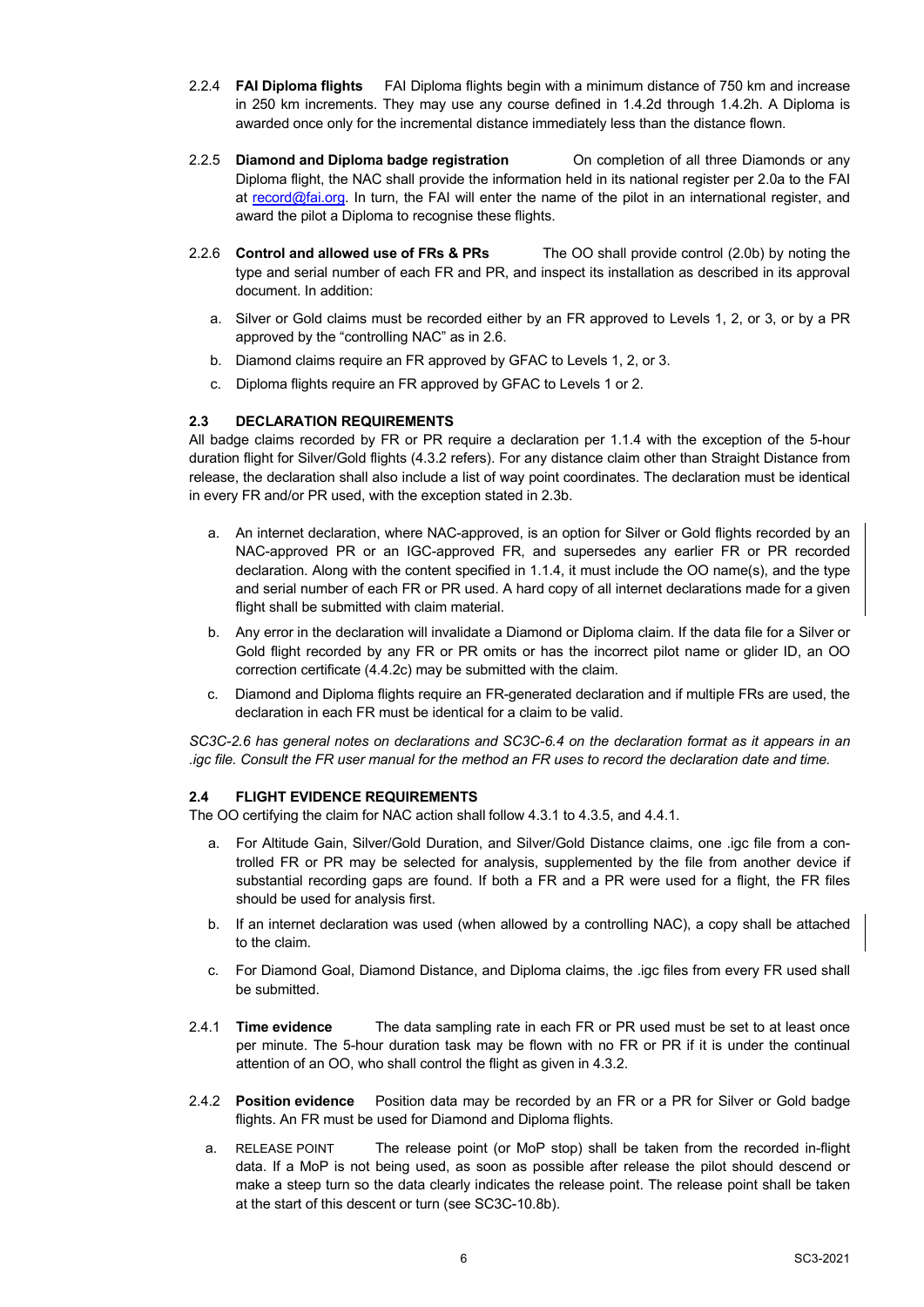2.2.4 **FAI Diploma flights** FAI Diploma flights begin with a minimum distance of 750 km and increase in 250 km increments. They may use any course defined in 1.4.2d through 1.4.2h. A Diploma is awarded once only for the incremental distance immediately less than the distance flown.

2.2.5 **Diamond and Diploma badge registration** On completion of all three Diamonds or any Diploma flight, the NAC shall provide the information held in its national register per 2.0a to the FAI at record@fai.org. In turn, the FAI will enter the name of the pilot in an international register, and award the pilot a Diploma to recognise these flights.

2.2.6 **Control and allowed use of FRs & PRs** The OO shall provide control (2.0b) by noting the type and serial number of each FR and PR, and inspect its installation as described in its approval document. In addition:

a. Silver or Gold claims must be recorded either by an FR approved to Levels 1, 2, or 3, or by a PR approved by the "controlling NAC" as in 2.6.

b. Diamond claims require an FR approved by GFAC to Levels 1, 2, or 3.

c. Diploma flights require an FR approved by GFAC to Levels 1 or 2.

### 2.3 DECLARATION REQUIREMENTS

All badge claims recorded by FR or PR require a declaration per 1.1.4 with the exception of the 5-hour duration flight for Silver/Gold flights (4.3.2 refers). For any distance claim other than Straight Distance from release, the declaration shall also include a list of way point coordinates. The declaration must be identical in every FR and/or PR used, with the exception stated in 2.3b.

a. An internet declaration, where NAC-approved, is an option for Silver or Gold flights recorded by an NAC-approved PR or an IGC-approved FR, and supersedes any earlier FR or PR recorded declaration. Along with the content specified in 1.1.4, it must include the OO name(s), and the type and serial number of each FR or PR used. A hard copy of all internet declarations made for a given flight shall be submitted with claim material.

b. Any error in the declaration will invalidate a Diamond or Diploma claim. If the data file for a Silver or Gold flight recorded by any FR or PR omits or has the incorrect pilot name or glider ID, an OO correction certificate (4.4.2c) may be submitted with the claim.

c. Diamond and Diploma flights require an FR-generated declaration and if multiple FRs are used, the declaration in each FR must be identical for a claim to be valid.

*SC3C-2.6 has general notes on declarations and SC3C-6.4 on the declaration format as it appears in an .igc file. Consult the FR user manual for the method an FR uses to record the declaration date and time.*

### 2.4 FLIGHT EVIDENCE REQUIREMENTS

The OO certifying the claim for NAC action shall follow 4.3.1 to 4.3.5, and 4.4.1.

a. For Altitude Gain, Silver/Gold Duration, and Silver/Gold Distance claims, one .igc file from a controlled FR or PR may be selected for analysis, supplemented by the file from another device if substantial recording gaps are found. If both a FR and a PR were used for a flight, the FR files should be used for analysis first.

b. If an internet declaration was used (when allowed by a controlling NAC), a copy shall be attached to the claim.

c. For Diamond Goal, Diamond Distance, and Diploma claims, the .igc files from every FR used shall be submitted.

2.4.1 **Time evidence** The data sampling rate in each FR or PR used must be set to at least once per minute. The 5-hour duration task may be flown with no FR or PR if it is under the continual attention of an OO, who shall control the flight as given in 4.3.2.

2.4.2 **Position evidence** Position data may be recorded by an FR or a PR for Silver or Gold badge flights. An FR must be used for Diamond and Diploma flights.

a. RELEASE POINT The release point (or MoP stop) shall be taken from the recorded in-flight data. If a MoP is not being used, as soon as possible after release the pilot should descend or make a steep turn so the data clearly indicates the release point. The release point shall be taken at the start of this descent or turn (see SC3C-10.8b).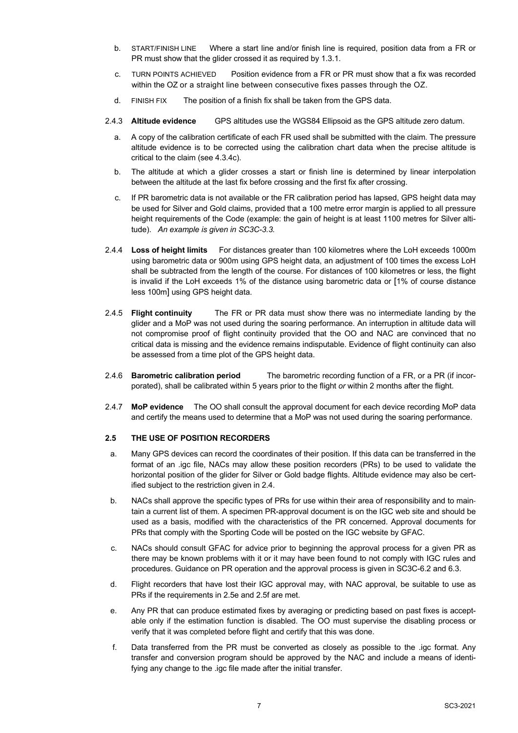b. START/FINISH LINE Where a start line and/or finish line is required, position data from a FR or PR must show that the glider crossed it as required by 1.3.1.

c. TURN POINTS ACHIEVED Position evidence from a FR or PR must show that a fix was recorded within the OZ or a straight line between consecutive fixes passes through the OZ.

d. FINISH FIX The position of a finish fix shall be taken from the GPS data.

2.4.3 **Altitude evidence** GPS altitudes use the WGS84 Ellipsoid as the GPS altitude zero datum.

a. A copy of the calibration certificate of each FR used shall be submitted with the claim. The pressure altitude evidence is to be corrected using the calibration chart data when the precise altitude is critical to the claim (see 4.3.4c).

b. The altitude at which a glider crosses a start or finish line is determined by linear interpolation between the altitude at the last fix before crossing and the first fix after crossing.

c. If PR barometric data is not available or the FR calibration period has lapsed, GPS height data may be used for Silver and Gold claims, provided that a 100 metre error margin is applied to all pressure height requirements of the Code (example: the gain of height is at least 1100 metres for Silver altitude). *An example is given in SC3C-3.3.*

2.4.4 **Loss of height limits** For distances greater than 100 kilometres where the LoH exceeds 1000m using barometric data or 900m using GPS height data, an adjustment of 100 times the excess LoH shall be subtracted from the length of the course. For distances of 100 kilometres or less, the flight is invalid if the LoH exceeds 1% of the distance using barometric data or [1% of course distance less 100m] using GPS height data.

2.4.5 **Flight continuity** The FR or PR data must show there was no intermediate landing by the glider and a MoP was not used during the soaring performance. An interruption in altitude data will not compromise proof of flight continuity provided that the OO and NAC are convinced that no critical data is missing and the evidence remains indisputable. Evidence of flight continuity can also be assessed from a time plot of the GPS height data.

2.4.6 **Barometric calibration period** The barometric recording function of a FR, or a PR (if incorporated), shall be calibrated within 5 years prior to the flight *or* within 2 months after the flight.

2.4.7 **MoP evidence** The OO shall consult the approval document for each device recording MoP data and certify the means used to determine that a MoP was not used during the soaring performance.

### 2.5 THE USE OF POSITION RECORDERS

a. Many GPS devices can record the coordinates of their position. If this data can be transferred in the format of an .igc file, NACs may allow these position recorders (PRs) to be used to validate the horizontal position of the glider for Silver or Gold badge flights. Altitude evidence may also be certified subject to the restriction given in 2.4.

b. NACs shall approve the specific types of PRs for use within their area of responsibility and to maintain a current list of them. A specimen PR-approval document is on the IGC web site and should be used as a basis, modified with the characteristics of the PR concerned. Approval documents for PRs that comply with the Sporting Code will be posted on the IGC website by GFAC.

c. NACs should consult GFAC for advice prior to beginning the approval process for a given PR as there may be known problems with it or it may have been found to not comply with IGC rules and procedures. Guidance on PR operation and the approval process is given in SC3C-6.2 and 6.3.

d. Flight recorders that have lost their IGC approval may, with NAC approval, be suitable to use as PRs if the requirements in 2.5e and 2.5f are met.

e. Any PR that can produce estimated fixes by averaging or predicting based on past fixes is acceptable only if the estimation function is disabled. The OO must supervise the disabling process or verify that it was completed before flight and certify that this was done.

f. Data transferred from the PR must be converted as closely as possible to the .igc format. Any transfer and conversion program should be approved by the NAC and include a means of identifying any change to the .igc file made after the initial transfer.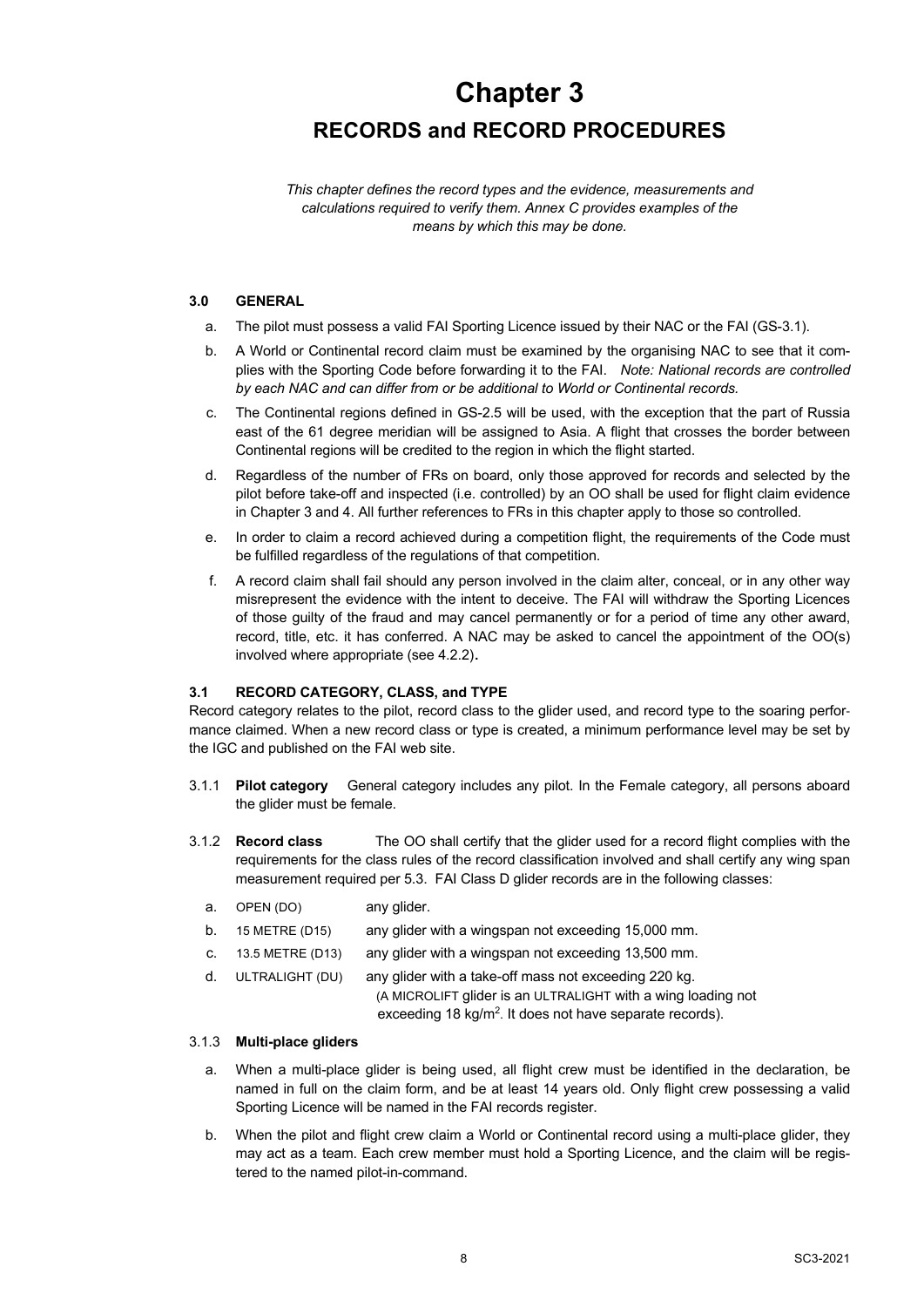# Chapter 3

## RECORDS and RECORD PROCEDURES

*This chapter defines the record types and the evidence, measurements and calculations required to verify them. Annex C provides examples of the means by which this may be done.*

### 3.0 GENERAL

a. The pilot must possess a valid FAI Sporting Licence issued by their NAC or the FAI (GS-3.1).

b. A World or Continental record claim must be examined by the organising NAC to see that it complies with the Sporting Code before forwarding it to the FAI. *Note: National records are controlled by each NAC and can differ from or be additional to World or Continental records.*

c. The Continental regions defined in GS-2.5 will be used, with the exception that the part of Russia east of the 61 degree meridian will be assigned to Asia. A flight that crosses the border between Continental regions will be credited to the region in which the flight started.

d. Regardless of the number of FRs on board, only those approved for records and selected by the pilot before take-off and inspected (i.e. controlled) by an OO shall be used for flight claim evidence in Chapter 3 and 4. All further references to FRs in this chapter apply to those so controlled.

e. In order to claim a record achieved during a competition flight, the requirements of the Code must be fulfilled regardless of the regulations of that competition.

f. A record claim shall fail should any person involved in the claim alter, conceal, or in any other way misrepresent the evidence with the intent to deceive. The FAI will withdraw the Sporting Licences of those guilty of the fraud and may cancel permanently or for a period of time any other award, record, title, etc. it has conferred. A NAC may be asked to cancel the appointment of the OO(s) involved where appropriate (see 4.2.2).

### 3.1 RECORD CATEGORY, CLASS, and TYPE

Record category relates to the pilot, record class to the glider used, and record type to the soaring performance claimed. When a new record class or type is created, a minimum performance level may be set by the IGC and published on the FAI web site.

3.1.1 **Pilot category** General category includes any pilot. In the Female category, all persons aboard the glider must be female.

3.1.2 **Record class** The OO shall certify that the glider used for a record flight complies with the requirements for the class rules of the record classification involved and shall certify any wing span measurement required per 5.3. FAI Class D glider records are in the following classes:

a. OPEN (DO) any glider.

b. 15 METRE (D15) any glider with a wingspan not exceeding 15,000 mm.

c. 13.5 METRE (D13) any glider with a wingspan not exceeding 13,500 mm.

d. ULTRALIGHT (DU) any glider with a take-off mass not exceeding 220 kg. (A MICROLIFT glider is an ULTRALIGHT with a wing loading not exceeding 18 kg/m$^2$. It does not have separate records).

3.1.3 **Multi-place gliders**

a. When a multi-place glider is being used, all flight crew must be identified in the declaration, be named in full on the claim form, and be at least 14 years old. Only flight crew possessing a valid Sporting Licence will be named in the FAI records register.

b. When the pilot and flight crew claim a World or Continental record using a multi-place glider, they may act as a team. Each crew member must hold a Sporting Licence, and the claim will be registered to the named pilot-in-command.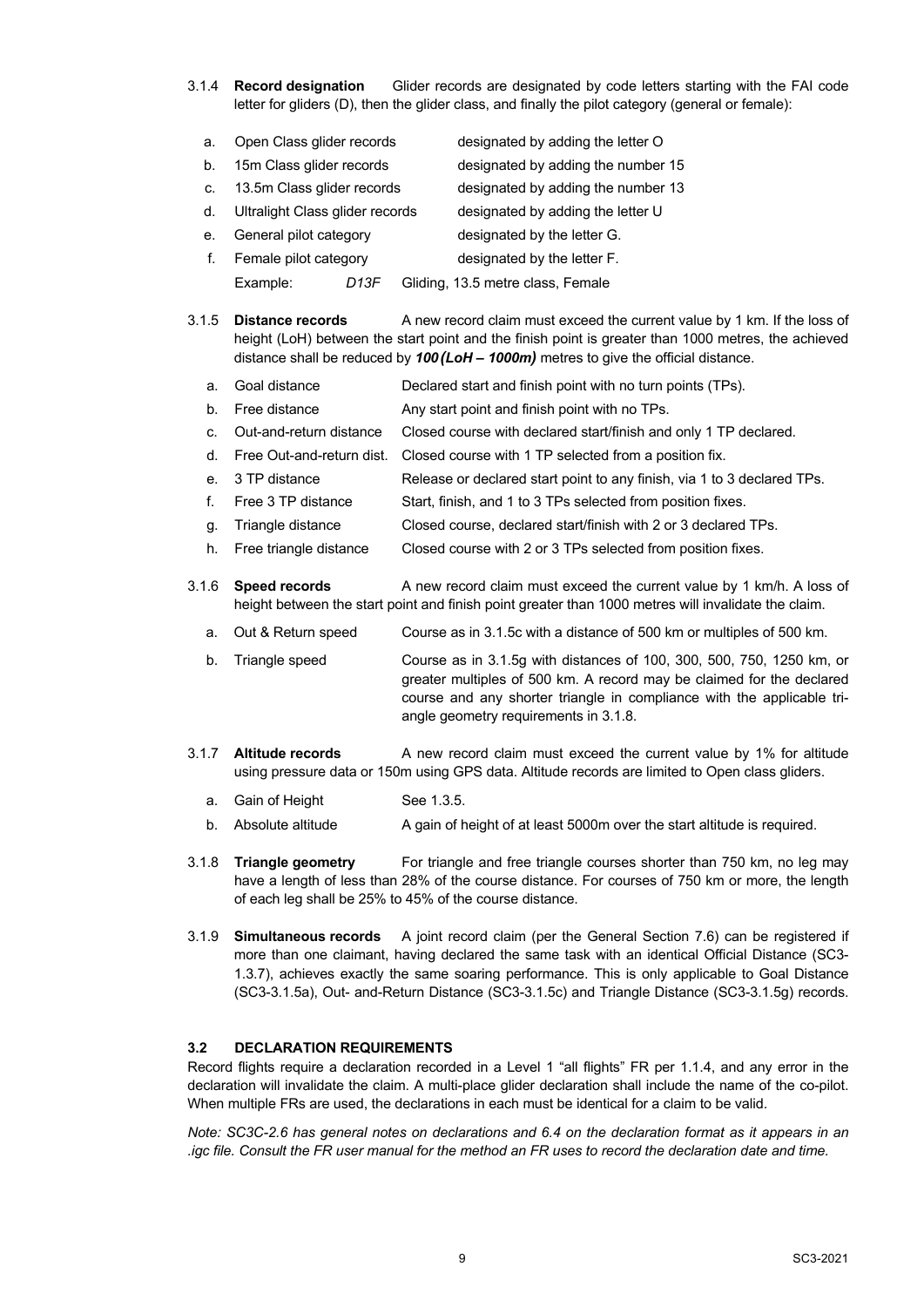3.1.4 **Record designation** Glider records are designated by code letters starting with the FAI code letter for gliders (D), then the glider class, and finally the pilot category (general or female):

a. Open Class glider records designated by adding the letter O
b. 15m Class glider records designated by adding the number 15
c. 13.5m Class glider records designated by adding the number 13
d. Ultralight Class glider records designated by adding the letter U
e. General pilot category designated by the letter G.
f. Female pilot category designated by the letter F.

Example: *D13F* Gliding, 13.5 metre class, Female

3.1.5 **Distance records** A new record claim must exceed the current value by 1 km. If the loss of height (LoH) between the start point and the finish point is greater than 1000 metres, the achieved distance shall be reduced by ***100 (LoH – 1000m)*** metres to give the official distance.

a. Goal distance Declared start and finish point with no turn points (TPs).
b. Free distance Any start point and finish point with no TPs.
c. Out-and-return distance Closed course with declared start/finish and only 1 TP declared.
d. Free Out-and-return dist. Closed course with 1 TP selected from a position fix.
e. 3 TP distance Release or declared start point to any finish, via 1 to 3 declared TPs.
f. Free 3 TP distance Start, finish, and 1 to 3 TPs selected from position fixes.
g. Triangle distance Closed course, declared start/finish with 2 or 3 declared TPs.
h. Free triangle distance Closed course with 2 or 3 TPs selected from position fixes.

3.1.6 **Speed records** A new record claim must exceed the current value by 1 km/h. A loss of height between the start point and finish point greater than 1000 metres will invalidate the claim.

a. Out & Return speed Course as in 3.1.5c with a distance of 500 km or multiples of 500 km.
b. Triangle speed Course as in 3.1.5g with distances of 100, 300, 500, 750, 1250 km, or greater multiples of 500 km. A record may be claimed for the declared course and any shorter triangle in compliance with the applicable triangle geometry requirements in 3.1.8.

3.1.7 **Altitude records** A new record claim must exceed the current value by 1% for altitude using pressure data or 150m using GPS data. Altitude records are limited to Open class gliders.

a. Gain of Height See 1.3.5.
b. Absolute altitude A gain of height of at least 5000m over the start altitude is required.

3.1.8 **Triangle geometry** For triangle and free triangle courses shorter than 750 km, no leg may have a length of less than 28% of the course distance. For courses of 750 km or more, the length of each leg shall be 25% to 45% of the course distance.

3.1.9 **Simultaneous records** A joint record claim (per the General Section 7.6) can be registered if more than one claimant, having declared the same task with an identical Official Distance (SC3-1.3.7), achieves exactly the same soaring performance. This is only applicable to Goal Distance (SC3-3.1.5a), Out- and-Return Distance (SC3-3.1.5c) and Triangle Distance (SC3-3.1.5g) records.

### 3.2 DECLARATION REQUIREMENTS

Record flights require a declaration recorded in a Level 1 "all flights" FR per 1.1.4, and any error in the declaration will invalidate the claim. A multi-place glider declaration shall include the name of the co-pilot. When multiple FRs are used, the declarations in each must be identical for a claim to be valid.

*Note: SC3C-2.6 has general notes on declarations and 6.4 on the declaration format as it appears in an .igc file. Consult the FR user manual for the method an FR uses to record the declaration date and time.*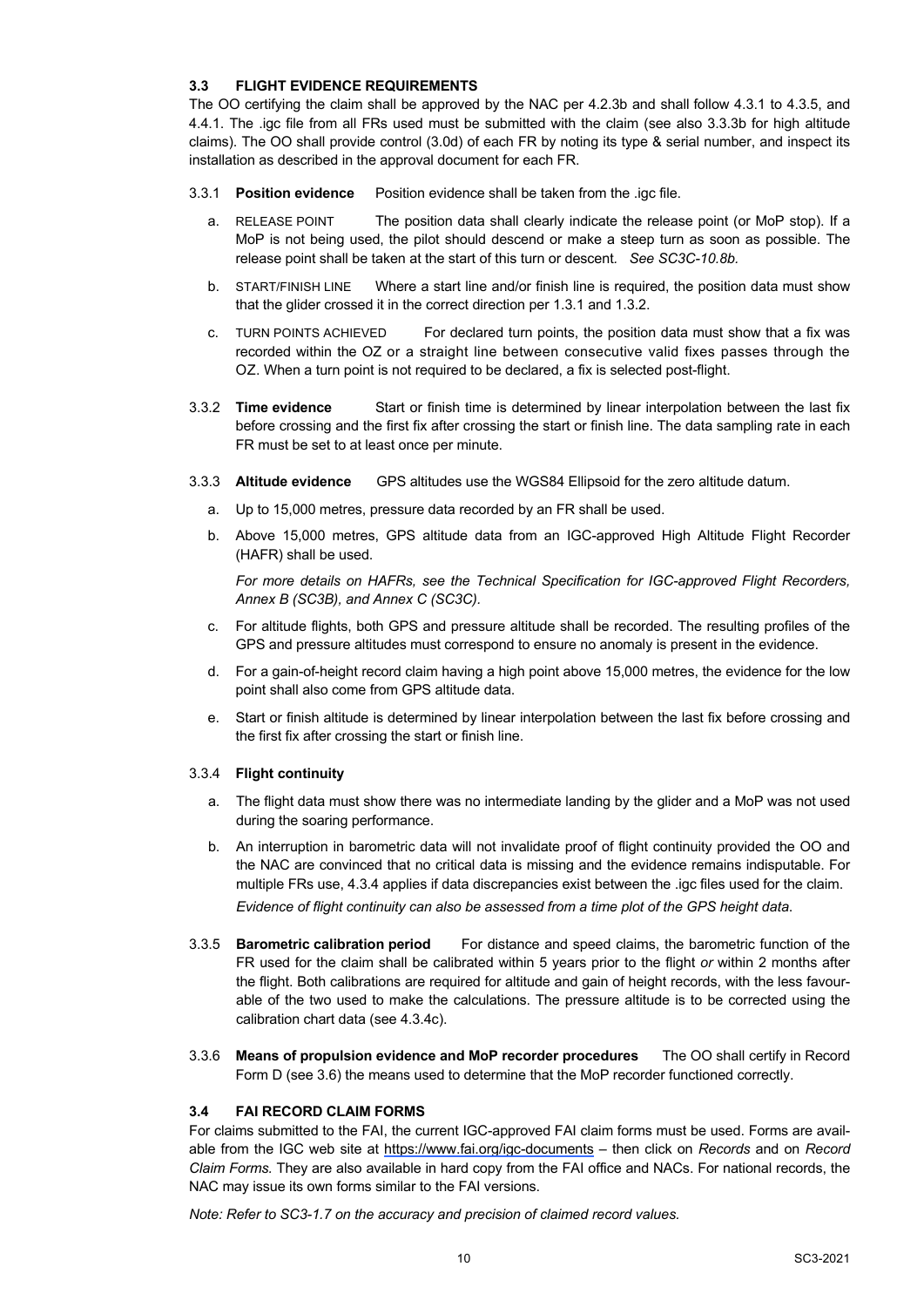### 3.3 FLIGHT EVIDENCE REQUIREMENTS

The OO certifying the claim shall be approved by the NAC per 4.2.3b and shall follow 4.3.1 to 4.3.5, and 4.4.1. The .igc file from all FRs used must be submitted with the claim (see also 3.3.3b for high altitude claims). The OO shall provide control (3.0d) of each FR by noting its type & serial number, and inspect its installation as described in the approval document for each FR.

3.3.1 **Position evidence** Position evidence shall be taken from the .igc file.

a. RELEASE POINT The position data shall clearly indicate the release point (or MoP stop). If a MoP is not being used, the pilot should descend or make a steep turn as soon as possible. The release point shall be taken at the start of this turn or descent. *See SC3C-10.8b.*

b. START/FINISH LINE Where a start line and/or finish line is required, the position data must show that the glider crossed it in the correct direction per 1.3.1 and 1.3.2.

c. TURN POINTS ACHIEVED For declared turn points, the position data must show that a fix was recorded within the OZ or a straight line between consecutive valid fixes passes through the OZ. When a turn point is not required to be declared, a fix is selected post-flight.

3.3.2 **Time evidence** Start or finish time is determined by linear interpolation between the last fix before crossing and the first fix after crossing the start or finish line. The data sampling rate in each FR must be set to at least once per minute.

3.3.3 **Altitude evidence** GPS altitudes use the WGS84 Ellipsoid for the zero altitude datum.

a. Up to 15,000 metres, pressure data recorded by an FR shall be used.

b. Above 15,000 metres, GPS altitude data from an IGC-approved High Altitude Flight Recorder (HAFR) shall be used.

*For more details on HAFRs, see the Technical Specification for IGC-approved Flight Recorders, Annex B (SC3B), and Annex C (SC3C).*

c. For altitude flights, both GPS and pressure altitude shall be recorded. The resulting profiles of the GPS and pressure altitudes must correspond to ensure no anomaly is present in the evidence.

d. For a gain-of-height record claim having a high point above 15,000 metres, the evidence for the low point shall also come from GPS altitude data.

e. Start or finish altitude is determined by linear interpolation between the last fix before crossing and the first fix after crossing the start or finish line.

3.3.4 **Flight continuity**

a. The flight data must show there was no intermediate landing by the glider and a MoP was not used during the soaring performance.

b. An interruption in barometric data will not invalidate proof of flight continuity provided the OO and the NAC are convinced that no critical data is missing and the evidence remains indisputable. For multiple FRs use, 4.3.4 applies if data discrepancies exist between the .igc files used for the claim.

*Evidence of flight continuity can also be assessed from a time plot of the GPS height data.*

3.3.5 **Barometric calibration period** For distance and speed claims, the barometric function of the FR used for the claim shall be calibrated within 5 years prior to the flight *or* within 2 months after the flight. Both calibrations are required for altitude and gain of height records, with the less favourable of the two used to make the calculations. The pressure altitude is to be corrected using the calibration chart data (see 4.3.4c).

3.3.6 **Means of propulsion evidence and MoP recorder procedures** The OO shall certify in Record Form D (see 3.6) the means used to determine that the MoP recorder functioned correctly.

### 3.4 FAI RECORD CLAIM FORMS

For claims submitted to the FAI, the current IGC-approved FAI claim forms must be used. Forms are available from the IGC web site at https://www.fai.org/igc-documents – then click on *Records* and on *Record Claim Forms.* They are also available in hard copy from the FAI office and NACs. For national records, the NAC may issue its own forms similar to the FAI versions.

*Note: Refer to SC3-1.7 on the accuracy and precision of claimed record values.*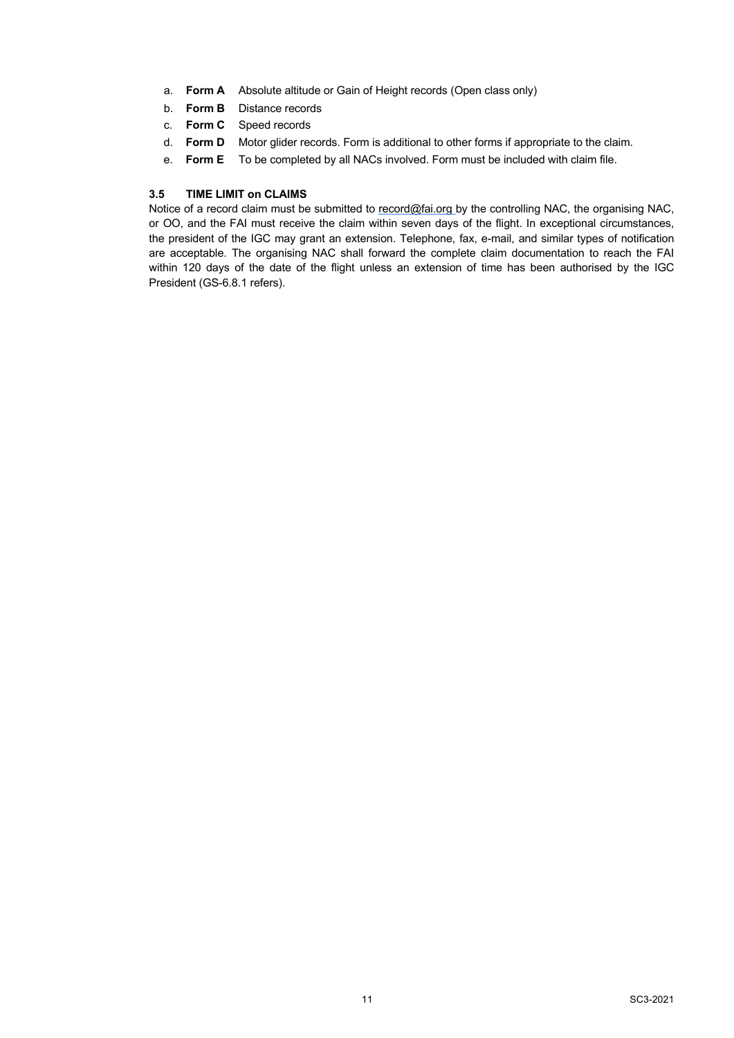a. **Form A** Absolute altitude or Gain of Height records (Open class only)
b. **Form B** Distance records
c. **Form C** Speed records
d. **Form D** Motor glider records. Form is additional to other forms if appropriate to the claim.
e. **Form E** To be completed by all NACs involved. Form must be included with claim file.

### 3.5 TIME LIMIT on CLAIMS

Notice of a record claim must be submitted to record@fai.org by the controlling NAC, the organising NAC, or OO, and the FAI must receive the claim within seven days of the flight. In exceptional circumstances, the president of the IGC may grant an extension. Telephone, fax, e-mail, and similar types of notification are acceptable. The organising NAC shall forward the complete claim documentation to reach the FAI within 120 days of the date of the flight unless an extension of time has been authorised by the IGC President (GS-6.8.1 refers).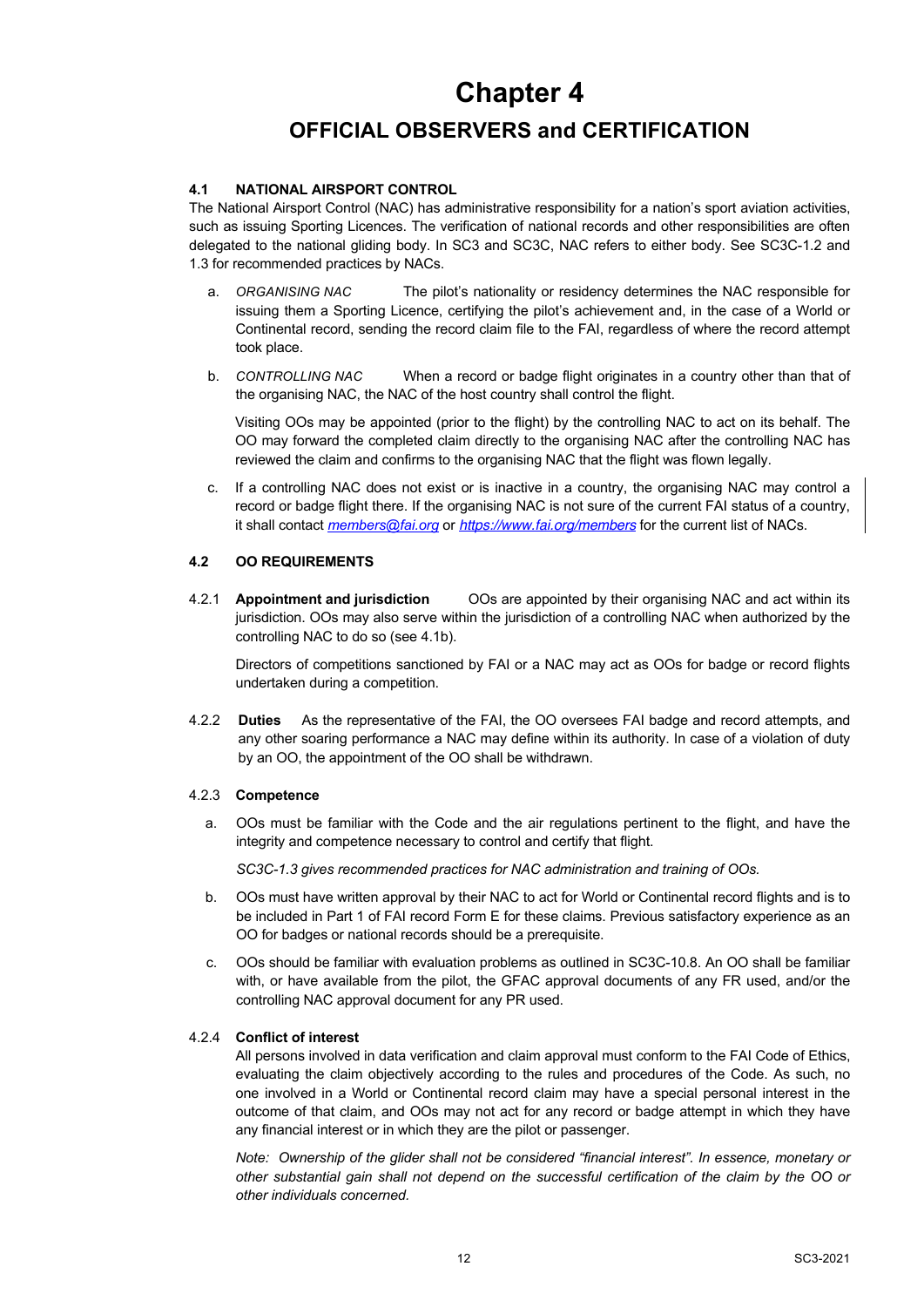# Chapter 4

## OFFICIAL OBSERVERS and CERTIFICATION

### 4.1 NATIONAL AIRSPORT CONTROL

The National Airsport Control (NAC) has administrative responsibility for a nation's sport aviation activities, such as issuing Sporting Licences. The verification of national records and other responsibilities are often delegated to the national gliding body. In SC3 and SC3C, NAC refers to either body. See SC3C-1.2 and 1.3 for recommended practices by NACs.

a. *ORGANISING NAC* The pilot's nationality or residency determines the NAC responsible for issuing them a Sporting Licence, certifying the pilot's achievement and, in the case of a World or Continental record, sending the record claim file to the FAI, regardless of where the record attempt took place.

b. *CONTROLLING NAC* When a record or badge flight originates in a country other than that of the organising NAC, the NAC of the host country shall control the flight.

   Visiting OOs may be appointed (prior to the flight) by the controlling NAC to act on its behalf. The OO may forward the completed claim directly to the organising NAC after the controlling NAC has reviewed the claim and confirms to the organising NAC that the flight was flown legally.

c. If a controlling NAC does not exist or is inactive in a country, the organising NAC may control a record or badge flight there. If the organising NAC is not sure of the current FAI status of a country, it shall contact *members@fai.org* or *https://www.fai.org/members* for the current list of NACs.

### 4.2 OO REQUIREMENTS

4.2.1 **Appointment and jurisdiction** OOs are appointed by their organising NAC and act within its jurisdiction. OOs may also serve within the jurisdiction of a controlling NAC when authorized by the controlling NAC to do so (see 4.1b).

Directors of competitions sanctioned by FAI or a NAC may act as OOs for badge or record flights undertaken during a competition.

4.2.2 **Duties** As the representative of the FAI, the OO oversees FAI badge and record attempts, and any other soaring performance a NAC may define within its authority. In case of a violation of duty by an OO, the appointment of the OO shall be withdrawn.

4.2.3 **Competence**

a. OOs must be familiar with the Code and the air regulations pertinent to the flight, and have the integrity and competence necessary to control and certify that flight.

   *SC3C-1.3 gives recommended practices for NAC administration and training of OOs.*

b. OOs must have written approval by their NAC to act for World or Continental record flights and is to be included in Part 1 of FAI record Form E for these claims. Previous satisfactory experience as an OO for badges or national records should be a prerequisite.

c. OOs should be familiar with evaluation problems as outlined in SC3C-10.8. An OO shall be familiar with, or have available from the pilot, the GFAC approval documents of any FR used, and/or the controlling NAC approval document for any PR used.

4.2.4 **Conflict of interest**

All persons involved in data verification and claim approval must conform to the FAI Code of Ethics, evaluating the claim objectively according to the rules and procedures of the Code. As such, no one involved in a World or Continental record claim may have a special personal interest in the outcome of that claim, and OOs may not act for any record or badge attempt in which they have any financial interest or in which they are the pilot or passenger.

*Note: Ownership of the glider shall not be considered "financial interest". In essence, monetary or other substantial gain shall not depend on the successful certification of the claim by the OO or other individuals concerned.*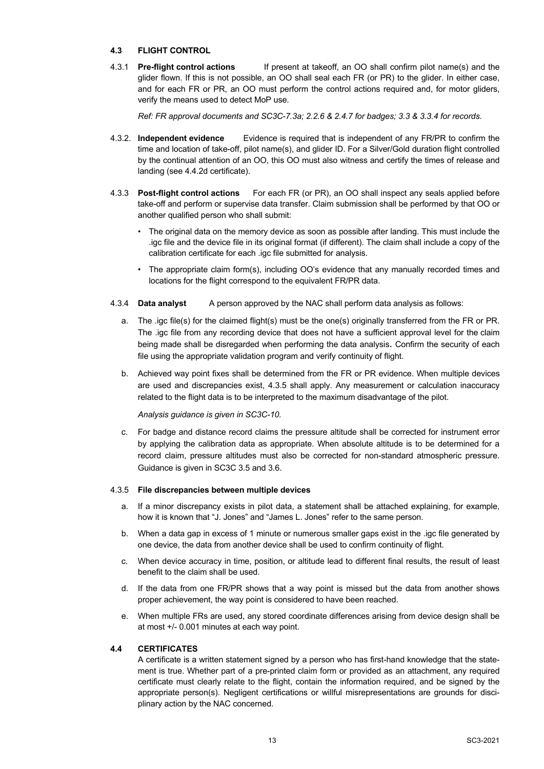### 4.3 FLIGHT CONTROL

4.3.1 **Pre-flight control actions** If present at takeoff, an OO shall confirm pilot name(s) and the glider flown. If this is not possible, an OO shall seal each FR (or PR) to the glider. In either case, and for each FR or PR, an OO must perform the control actions required and, for motor gliders, verify the means used to detect MoP use.

*Ref: FR approval documents and SC3C-7.3a; 2.2.6 & 2.4.7 for badges; 3.3 & 3.3.4 for records.*

4.3.2. **Independent evidence** Evidence is required that is independent of any FR/PR to confirm the time and location of take-off, pilot name(s), and glider ID. For a Silver/Gold duration flight controlled by the continual attention of an OO, this OO must also witness and certify the times of release and landing (see 4.4.2d certificate).

4.3.3 **Post-flight control actions** For each FR (or PR), an OO shall inspect any seals applied before take-off and perform or supervise data transfer. Claim submission shall be performed by that OO or another qualified person who shall submit:

- The original data on the memory device as soon as possible after landing. This must include the .igc file and the device file in its original format (if different). The claim shall include a copy of the calibration certificate for each .igc file submitted for analysis.
- The appropriate claim form(s), including OO's evidence that any manually recorded times and locations for the flight correspond to the equivalent FR/PR data.

4.3.4 **Data analyst** A person approved by the NAC shall perform data analysis as follows:

a. The .igc file(s) for the claimed flight(s) must be the one(s) originally transferred from the FR or PR. The .igc file from any recording device that does not have a sufficient approval level for the claim being made shall be disregarded when performing the data analysis**.** Confirm the security of each file using the appropriate validation program and verify continuity of flight.

b. Achieved way point fixes shall be determined from the FR or PR evidence. When multiple devices are used and discrepancies exist, 4.3.5 shall apply. Any measurement or calculation inaccuracy related to the flight data is to be interpreted to the maximum disadvantage of the pilot.

*Analysis guidance is given in SC3C-10.*

c. For badge and distance record claims the pressure altitude shall be corrected for instrument error by applying the calibration data as appropriate. When absolute altitude is to be determined for a record claim, pressure altitudes must also be corrected for non-standard atmospheric pressure. Guidance is given in SC3C 3.5 and 3.6.

4.3.5 **File discrepancies between multiple devices**

a. If a minor discrepancy exists in pilot data, a statement shall be attached explaining, for example, how it is known that "J. Jones" and "James L. Jones" refer to the same person.

b. When a data gap in excess of 1 minute or numerous smaller gaps exist in the .igc file generated by one device, the data from another device shall be used to confirm continuity of flight.

c. When device accuracy in time, position, or altitude lead to different final results, the result of least benefit to the claim shall be used.

d. If the data from one FR/PR shows that a way point is missed but the data from another shows proper achievement, the way point is considered to have been reached.

e. When multiple FRs are used, any stored coordinate differences arising from device design shall be at most +/- 0.001 minutes at each way point.

### 4.4 CERTIFICATES

A certificate is a written statement signed by a person who has first-hand knowledge that the statement is true. Whether part of a pre-printed claim form or provided as an attachment, any required certificate must clearly relate to the flight, contain the information required, and be signed by the appropriate person(s). Negligent certifications or willful misrepresentations are grounds for disciplinary action by the NAC concerned.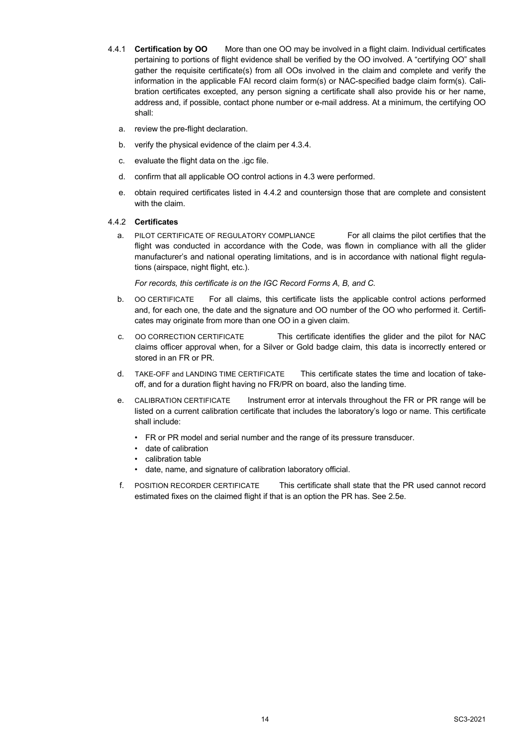4.4.1 **Certification by OO** More than one OO may be involved in a flight claim. Individual certificates pertaining to portions of flight evidence shall be verified by the OO involved. A "certifying OO" shall gather the requisite certificate(s) from all OOs involved in the claim and complete and verify the information in the applicable FAI record claim form(s) or NAC-specified badge claim form(s). Calibration certificates excepted, any person signing a certificate shall also provide his or her name, address and, if possible, contact phone number or e-mail address. At a minimum, the certifying OO shall:

a. review the pre-flight declaration.

b. verify the physical evidence of the claim per 4.3.4.

c. evaluate the flight data on the .igc file.

d. confirm that all applicable OO control actions in 4.3 were performed.

e. obtain required certificates listed in 4.4.2 and countersign those that are complete and consistent with the claim.

4.4.2 **Certificates**

a. PILOT CERTIFICATE OF REGULATORY COMPLIANCE For all claims the pilot certifies that the flight was conducted in accordance with the Code, was flown in compliance with all the glider manufacturer's and national operating limitations, and is in accordance with national flight regulations (airspace, night flight, etc.).

   *For records, this certificate is on the IGC Record Forms A, B, and C.*

b. OO CERTIFICATE For all claims, this certificate lists the applicable control actions performed and, for each one, the date and the signature and OO number of the OO who performed it. Certificates may originate from more than one OO in a given claim.

c. OO CORRECTION CERTIFICATE This certificate identifies the glider and the pilot for NAC claims officer approval when, for a Silver or Gold badge claim, this data is incorrectly entered or stored in an FR or PR.

d. TAKE-OFF and LANDING TIME CERTIFICATE This certificate states the time and location of take-off, and for a duration flight having no FR/PR on board, also the landing time.

e. CALIBRATION CERTIFICATE Instrument error at intervals throughout the FR or PR range will be listed on a current calibration certificate that includes the laboratory's logo or name. This certificate shall include:

   - FR or PR model and serial number and the range of its pressure transducer.
   - date of calibration
   - calibration table
   - date, name, and signature of calibration laboratory official.

f. POSITION RECORDER CERTIFICATE This certificate shall state that the PR used cannot record estimated fixes on the claimed flight if that is an option the PR has. See 2.5e.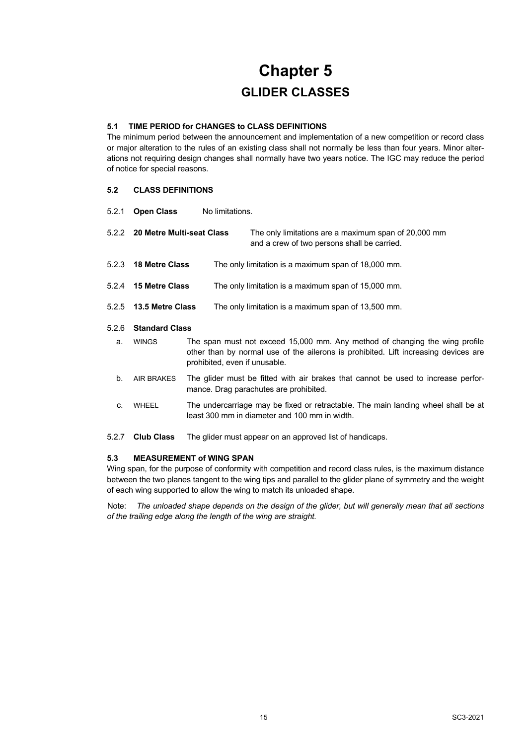# Chapter 5
## GLIDER CLASSES

### 5.1 TIME PERIOD for CHANGES to CLASS DEFINITIONS

The minimum period between the announcement and implementation of a new competition or record class or major alteration to the rules of an existing class shall not normally be less than four years. Minor alterations not requiring design changes shall normally have two years notice. The IGC may reduce the period of notice for special reasons.

### 5.2 CLASS DEFINITIONS

5.2.1 **Open Class** No limitations.

5.2.2 **20 Metre Multi-seat Class** The only limitations are a maximum span of 20,000 mm and a crew of two persons shall be carried.

5.2.3 **18 Metre Class** The only limitation is a maximum span of 18,000 mm.

5.2.4 **15 Metre Class** The only limitation is a maximum span of 15,000 mm.

5.2.5 **13.5 Metre Class** The only limitation is a maximum span of 13,500 mm.

5.2.6 **Standard Class**

a. WINGS The span must not exceed 15,000 mm. Any method of changing the wing profile other than by normal use of the ailerons is prohibited. Lift increasing devices are prohibited, even if unusable.

b. AIR BRAKES The glider must be fitted with air brakes that cannot be used to increase performance. Drag parachutes are prohibited.

c. WHEEL The undercarriage may be fixed or retractable. The main landing wheel shall be at least 300 mm in diameter and 100 mm in width.

5.2.7 **Club Class** The glider must appear on an approved list of handicaps.

### 5.3 MEASUREMENT of WING SPAN

Wing span, for the purpose of conformity with competition and record class rules, is the maximum distance between the two planes tangent to the wing tips and parallel to the glider plane of symmetry and the weight of each wing supported to allow the wing to match its unloaded shape.

Note: *The unloaded shape depends on the design of the glider, but will generally mean that all sections of the trailing edge along the length of the wing are straight.*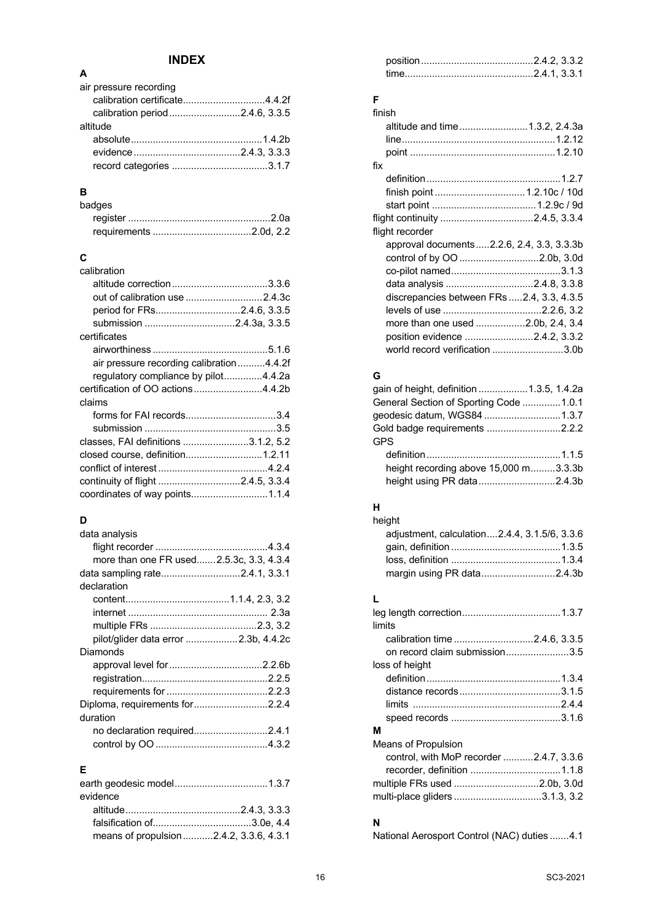# INDEX

**A**

air pressure recording
- calibration certificate....4.4.2f
- calibration period....2.4.6, 3.3.5

altitude
- absolute....1.4.2b
- evidence....2.4.3, 3.3.3
- record categories....3.1.7

**B**

badges
- register....2.0a
- requirements....2.0d, 2.2

**C**

calibration
- altitude correction....3.3.6
- out of calibration use....2.4.3c
- period for FRs....2.4.6, 3.3.5
- submission....2.4.3a, 3.3.5

certificates
- airworthiness....5.1.6
- air pressure recording calibration....4.4.2f
- regulatory compliance by pilot....4.4.2a

certification of OO actions....4.4.2b

claims
- forms for FAI records....3.4
- submission....3.5

classes, FAI definitions....3.1.2, 5.2

closed course, definition....1.2.11

conflict of interest....4.2.4

continuity of flight....2.4.5, 3.3.4

coordinates of way points....1.1.4

**D**

data analysis
- flight recorder....4.3.4
- more than one FR used....2.5.3c, 3.3, 4.3.4

data sampling rate....2.4.1, 3.3.1

declaration
- content....1.1.4, 2.3, 3.2
- internet....2.3a
- multiple FRs....2.3, 3.2
- pilot/glider data error....2.3b, 4.4.2c

Diamonds
- approval level for....2.2.6b
- registration....2.2.5
- requirements for....2.2.3

Diploma, requirements for....2.2.4

duration
- no declaration required....2.4.1
- control by OO....4.3.2

**E**

earth geodesic model....1.3.7

evidence
- altitude....2.4.3, 3.3.3
- falsification of....3.0e, 4.4
- means of propulsion....2.4.2, 3.3.6, 4.3.1
- position....2.4.2, 3.3.2
- time....2.4.1, 3.3.1

**F**

finish
- altitude and time....1.3.2, 2.4.3a
- line....1.2.12
- point....1.2.10

fix
- definition....1.2.7
- finish point....1.2.10c / 10d
- start point....1.2.9c / 9d

flight continuity....2.4.5, 3.3.4

flight recorder
- approval documents....2.2.6, 2.4, 3.3, 3.3.3b
- control of by OO....2.0b, 3.0d
- co-pilot named....3.1.3
- data analysis....2.4.8, 3.3.8
- discrepancies between FRs....2.4, 3.3, 4.3.5
- levels of use....2.2.6, 3.2
- more than one used....2.0b, 2.4, 3.4
- position evidence....2.4.2, 3.3.2
- world record verification....3.0b

**G**

gain of height, definition....1.3.5, 1.4.2a

General Section of Sporting Code....1.0.1

geodesic datum, WGS84....1.3.7

Gold badge requirements....2.2.2

GPS
- definition....1.1.5
- height recording above 15,000 m....3.3.3b
- height using PR data....2.4.3b

**H**

height
- adjustment, calculation....2.4.4, 3.1.5/6, 3.3.6
- gain, definition....1.3.5
- loss, definition....1.3.4
- margin using PR data....2.4.3b

**L**

leg length correction....1.3.7

limits
- calibration time....2.4.6, 3.3.5
- on record claim submission....3.5

loss of height
- definition....1.3.4
- distance records....3.1.5
- limits....2.4.4
- speed records....3.1.6

**M**

Means of Propulsion
- control, with MoP recorder....2.4.7, 3.3.6
- recorder, definition....1.1.8

multiple FRs used....2.0b, 3.0d

multi-place gliders....3.1.3, 3.2

**N**

National Aerosport Control (NAC) duties....4.1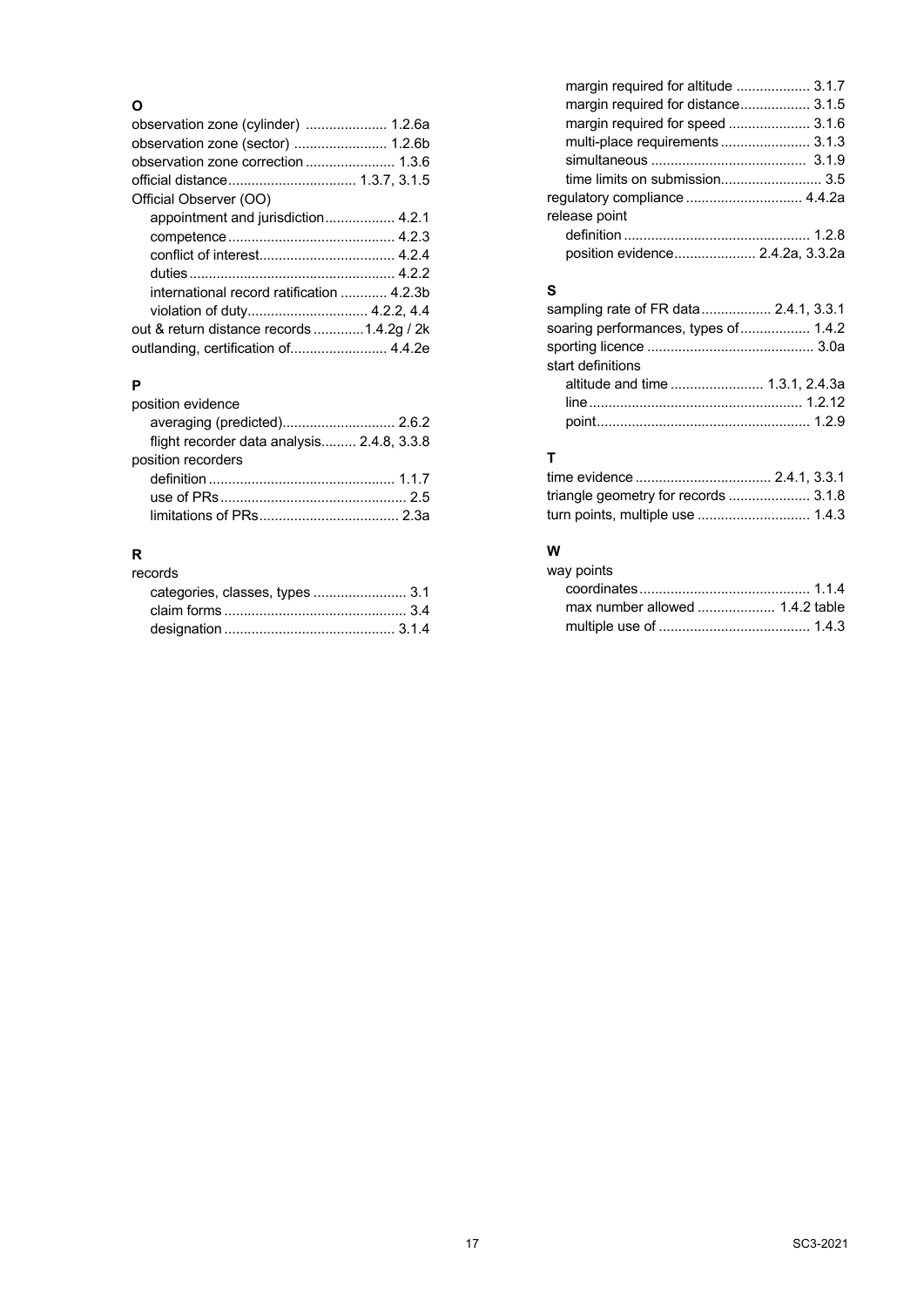**O**

observation zone (cylinder) ..................... 1.2.6a
observation zone (sector) ........................ 1.2.6b
observation zone correction ....................... 1.3.6
official distance................................. 1.3.7, 3.1.5
Official Observer (OO)
- appointment and jurisdiction.................. 4.2.1
- competence........................................... 4.2.3
- conflict of interest.................................. 4.2.4
- duties..................................................... 4.2.2
- international record ratification ............ 4.2.3b
- violation of duty............................... 4.2.2, 4.4

out & return distance records ............1.4.2g / 2k
outlanding, certification of......................... 4.4.2e

**P**

position evidence
- averaging (predicted)............................. 2.6.2
- flight recorder data analysis......... 2.4.8, 3.3.8

position recorders
- definition ................................................ 1.1.7
- use of PRs................................................ 2.5
- limitations of PRs.................................... 2.3a

**R**

records
- categories, classes, types ........................ 3.1
- claim forms .............................................. 3.4
- designation ............................................. 3.1.4
- margin required for altitude ................... 3.1.7
- margin required for distance.................. 3.1.5
- margin required for speed ..................... 3.1.6
- multi-place requirements....................... 3.1.3
- simultaneous ........................................ 3.1.9
- time limits on submission.......................... 3.5

regulatory compliance .............................. 4.4.2a
release point
- definition ................................................ 1.2.8
- position evidence..................... 2.4.2a, 3.3.2a

**S**

sampling rate of FR data.................. 2.4.1, 3.3.1
soaring performances, types of.................. 1.4.2
sporting licence ........................................... 3.0a
start definitions
- altitude and time ........................ 1.3.1, 2.4.3a
- line....................................................... 1.2.12
- point....................................................... 1.2.9

**T**

time evidence ................................... 2.4.1, 3.3.1
triangle geometry for records ..................... 3.1.8
turn points, multiple use ............................. 1.4.3

**W**

way points
- coordinates............................................ 1.1.4
- max number allowed .................... 1.4.2 table
- multiple use of ....................................... 1.4.3